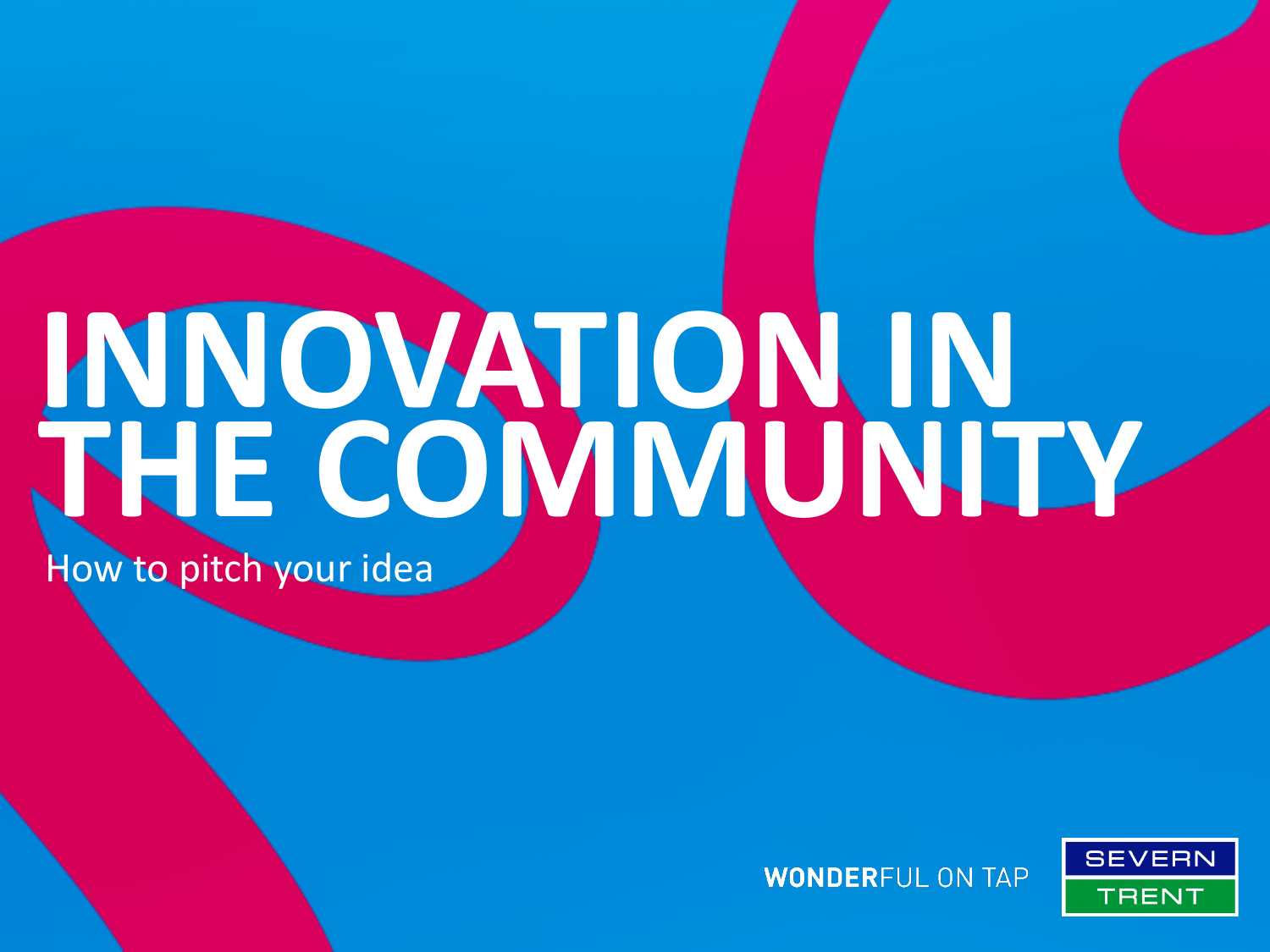# INNOVATION IN THE COMMUNITY

How to pitch your idea

WONDERFUL ON TAP

SEVERN TRENT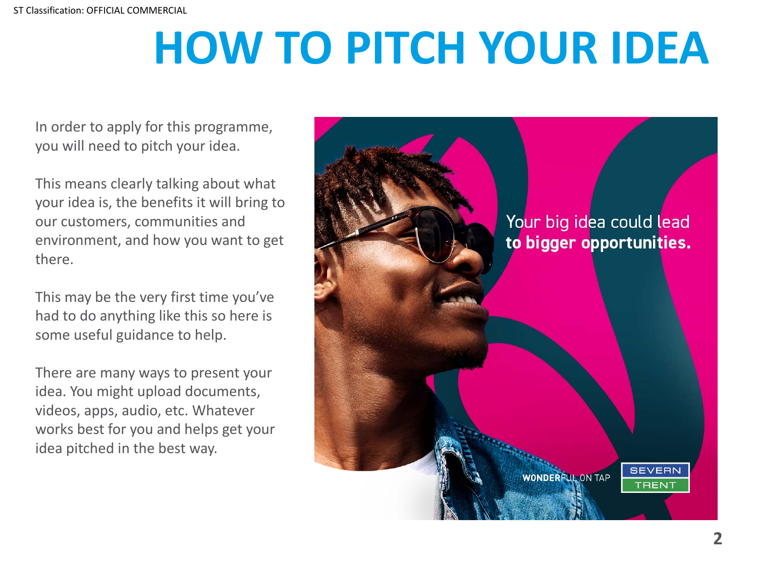# HOW TO PITCH YOUR IDEA

In order to apply for this programme, you will need to pitch your idea.

This means clearly talking about what your idea is, the benefits it will bring to our customers, communities and environment, and how you want to get there.

This may be the very first time you've had to do anything like this so here is some useful guidance to help.

There are many ways to present your idea. You might upload documents, videos, apps, audio, etc. Whatever works best for you and helps get your idea pitched in the best way.

Your big idea could lead **to bigger opportunities.**

**WONDER**FUL ON TAP

SEVERN TRENT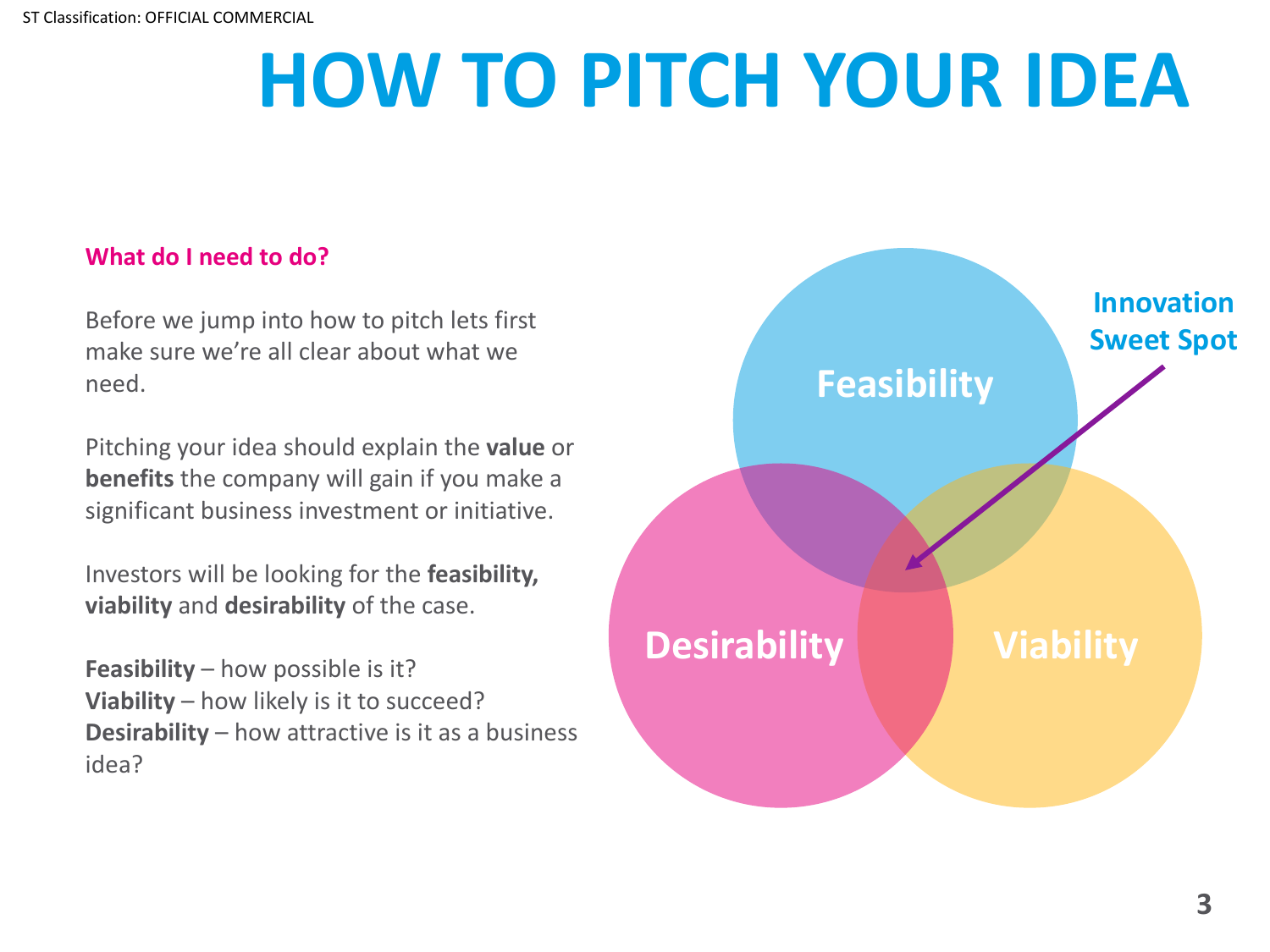# HOW TO PITCH YOUR IDEA

**What do I need to do?**

Before we jump into how to pitch lets first make sure we're all clear about what we need.

Pitching your idea should explain the **value** or **benefits** the company will gain if you make a significant business investment or initiative.

Investors will be looking for the **feasibility, viability** and **desirability** of the case.

**Feasibility** – how possible is it?
**Viability** – how likely is it to succeed?
**Desirability** – how attractive is it as a business idea?

Feasibility

Desirability

Viability

Innovation Sweet Spot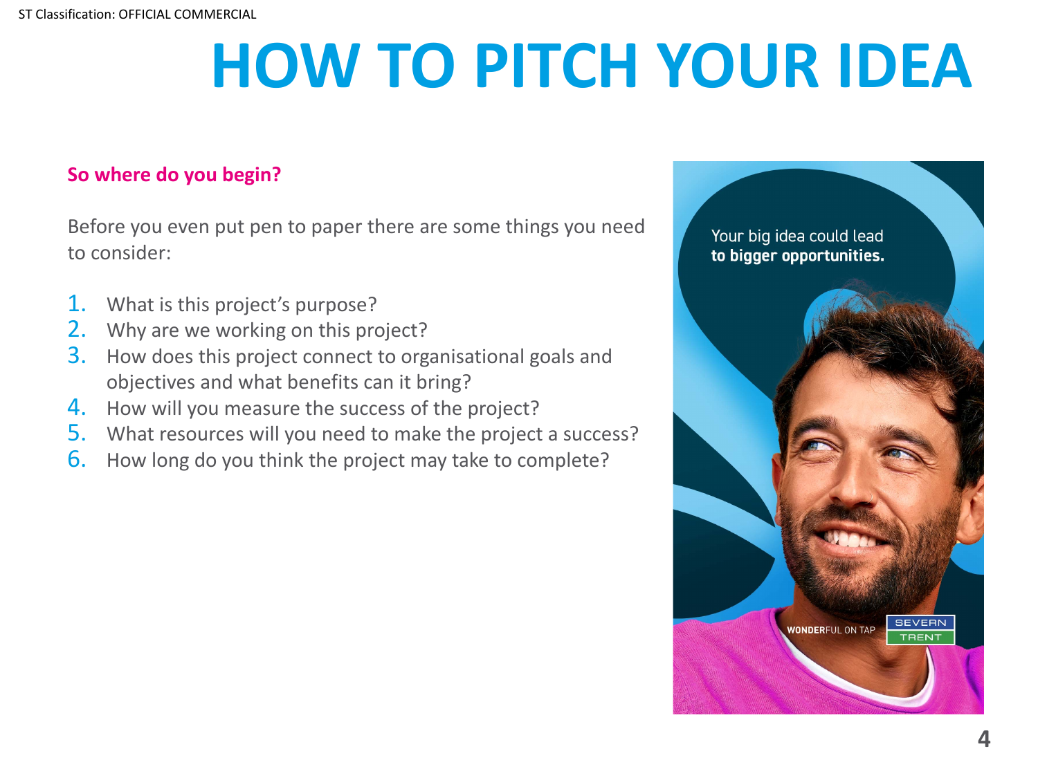# HOW TO PITCH YOUR IDEA

**So where do you begin?**

Before you even put pen to paper there are some things you need to consider:

1. What is this project's purpose?
2. Why are we working on this project?
3. How does this project connect to organisational goals and objectives and what benefits can it bring?
4. How will you measure the success of the project?
5. What resources will you need to make the project a success?
6. How long do you think the project may take to complete?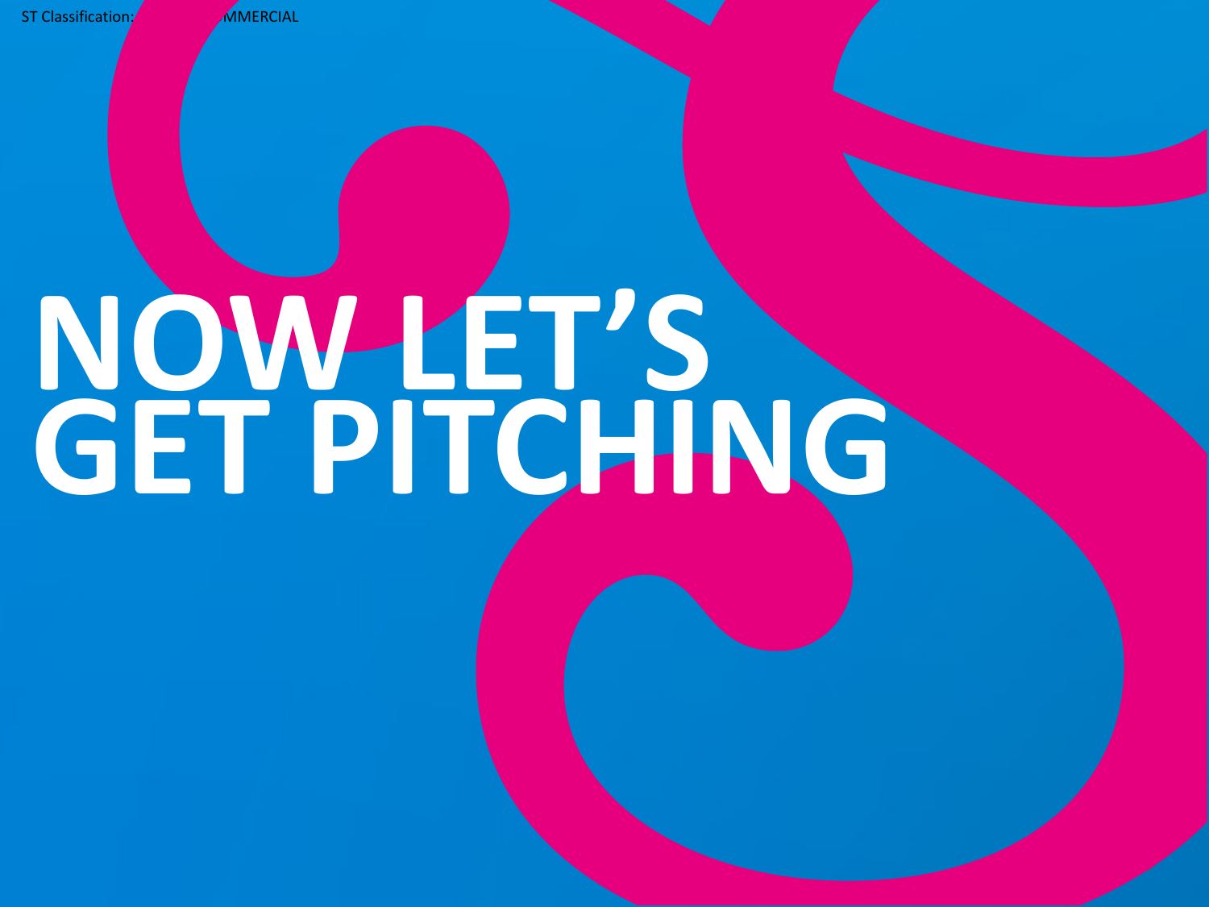# NOW LET'S GET PITCHING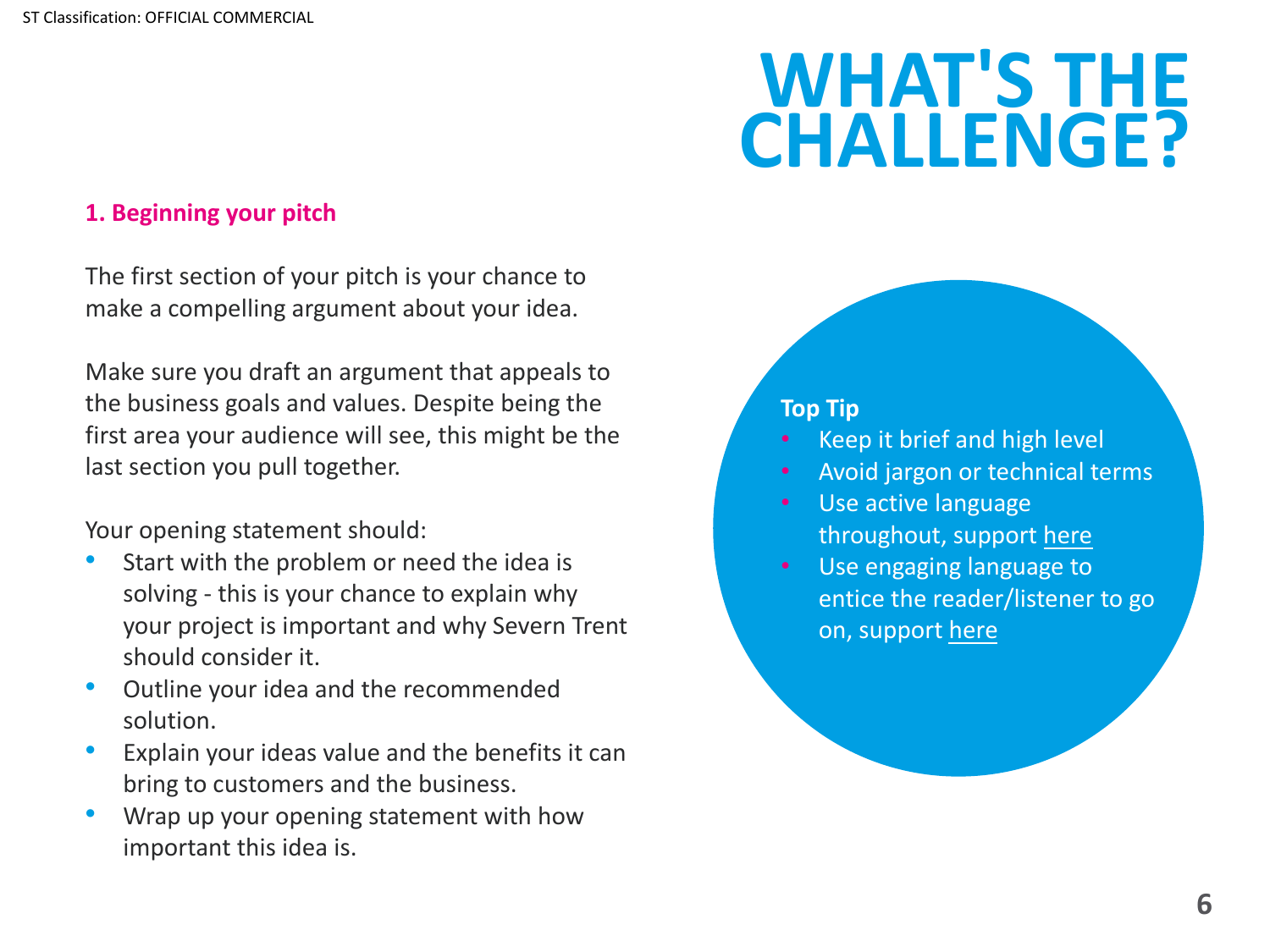# WHAT'S THE CHALLENGE?

### 1. Beginning your pitch

The first section of your pitch is your chance to make a compelling argument about your idea.

Make sure you draft an argument that appeals to the business goals and values. Despite being the first area your audience will see, this might be the last section you pull together.

Your opening statement should:

- Start with the problem or need the idea is solving - this is your chance to explain why your project is important and why Severn Trent should consider it.
- Outline your idea and the recommended solution.
- Explain your ideas value and the benefits it can bring to customers and the business.
- Wrap up your opening statement with how important this idea is.

**Top Tip**

- Keep it brief and high level
- Avoid jargon or technical terms
- Use active language throughout, support here
- Use engaging language to entice the reader/listener to go on, support here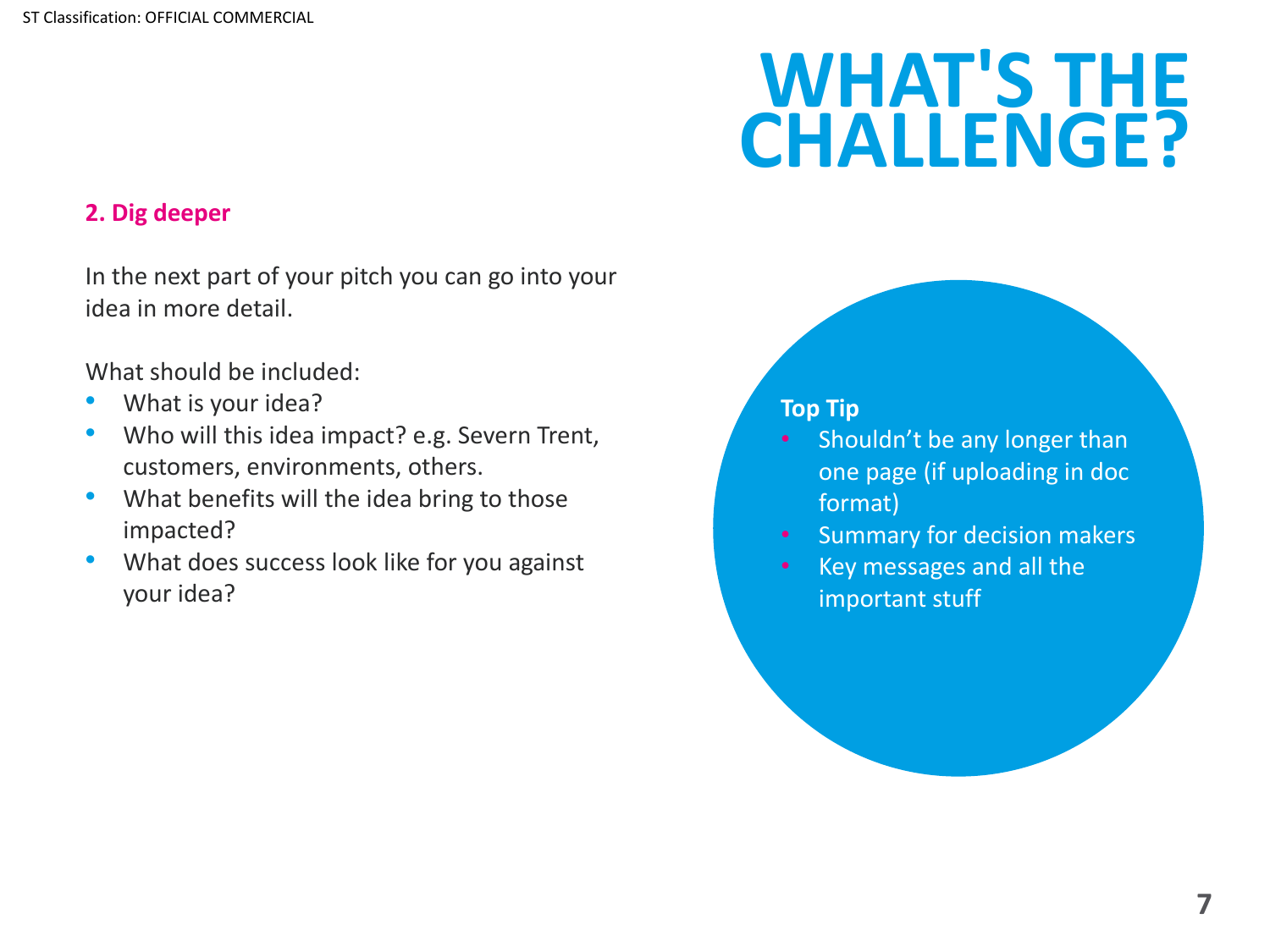# WHAT'S THE CHALLENGE?

**2. Dig deeper**

In the next part of your pitch you can go into your idea in more detail.

What should be included:

- What is your idea?
- Who will this idea impact? e.g. Severn Trent, customers, environments, others.
- What benefits will the idea bring to those impacted?
- What does success look like for you against your idea?

**Top Tip**

- Shouldn't be any longer than one page (if uploading in doc format)
- Summary for decision makers
- Key messages and all the important stuff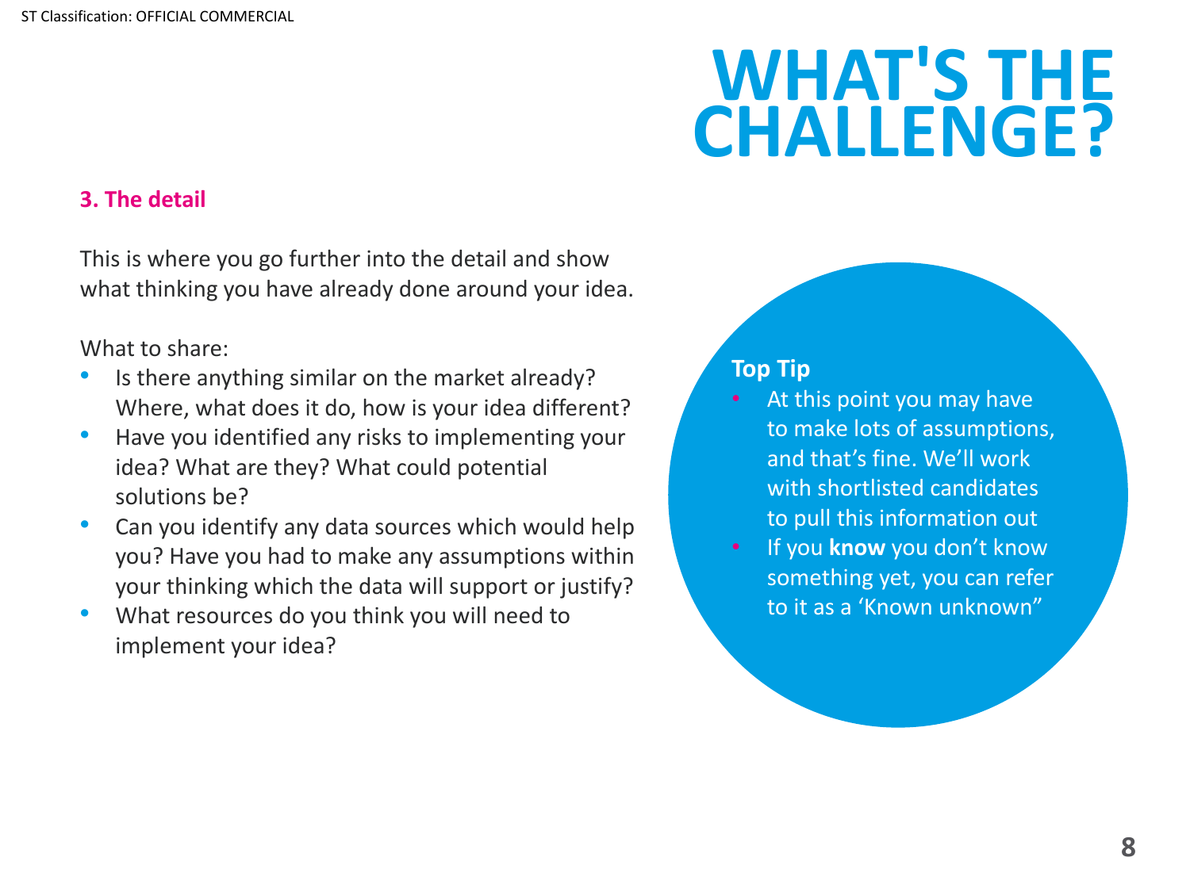# WHAT'S THE CHALLENGE?

### 3. The detail

This is where you go further into the detail and show what thinking you have already done around your idea.

What to share:

- Is there anything similar on the market already? Where, what does it do, how is your idea different?
- Have you identified any risks to implementing your idea? What are they? What could potential solutions be?
- Can you identify any data sources which would help you? Have you had to make any assumptions within your thinking which the data will support or justify?
- What resources do you think you will need to implement your idea?

**Top Tip**

- At this point you may have to make lots of assumptions, and that's fine. We'll work with shortlisted candidates to pull this information out
- If you **know** you don't know something yet, you can refer to it as a 'Known unknown"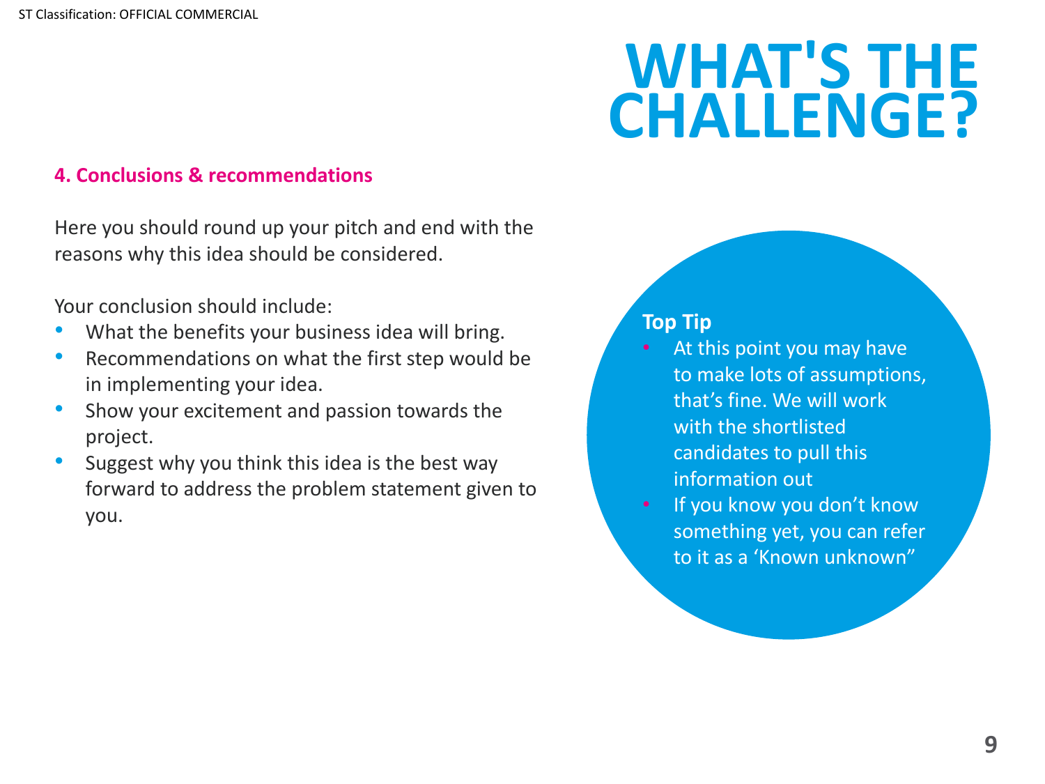# WHAT'S THE CHALLENGE?

### 4. Conclusions & recommendations

Here you should round up your pitch and end with the reasons why this idea should be considered.

Your conclusion should include:

- What the benefits your business idea will bring.
- Recommendations on what the first step would be in implementing your idea.
- Show your excitement and passion towards the project.
- Suggest why you think this idea is the best way forward to address the problem statement given to you.

**Top Tip**

- At this point you may have to make lots of assumptions, that's fine. We will work with the shortlisted candidates to pull this information out
- If you know you don't know something yet, you can refer to it as a 'Known unknown"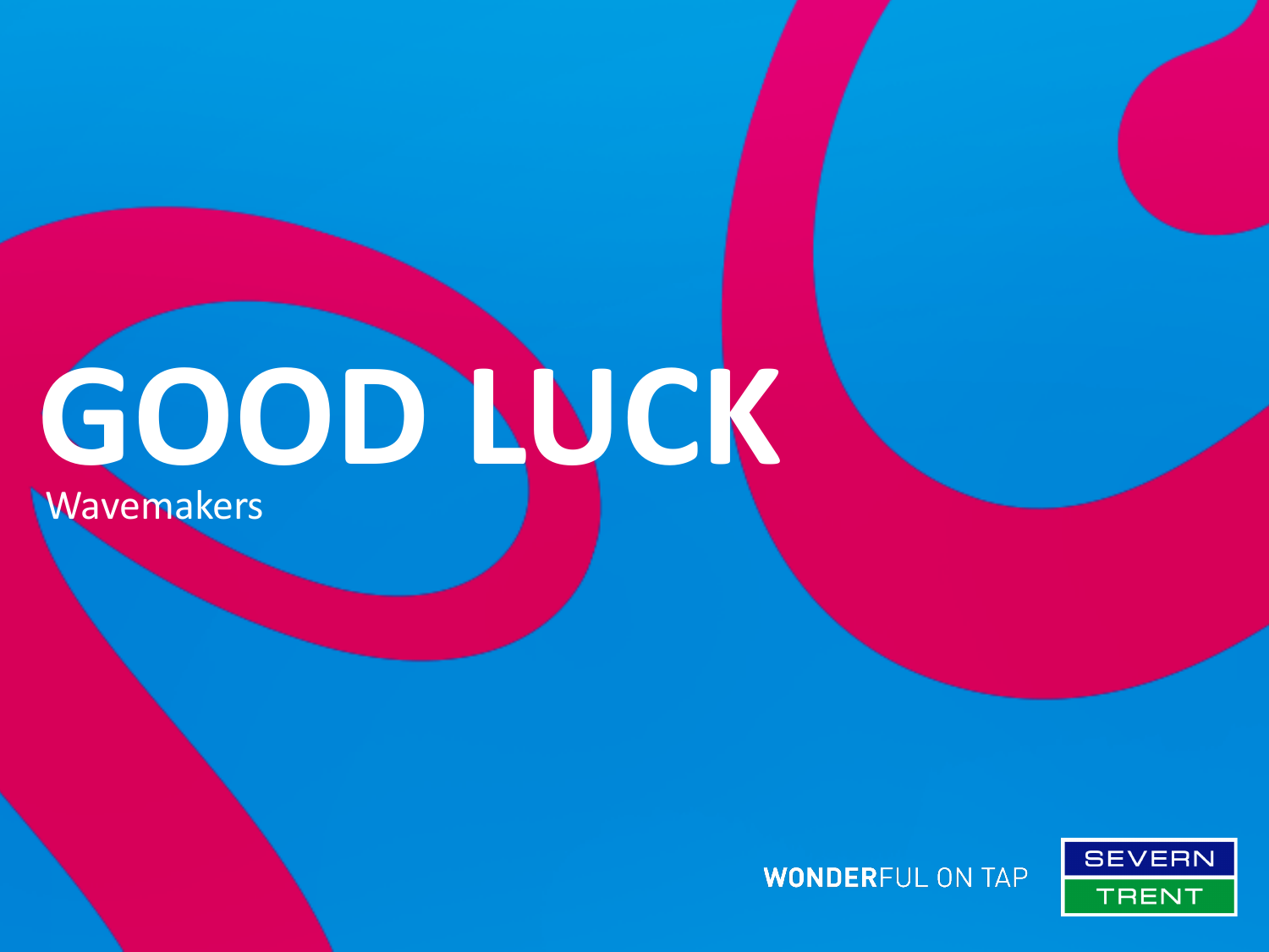# GOOD LUCK

Wavemakers

WONDERFUL ON TAP

SEVERN TRENT